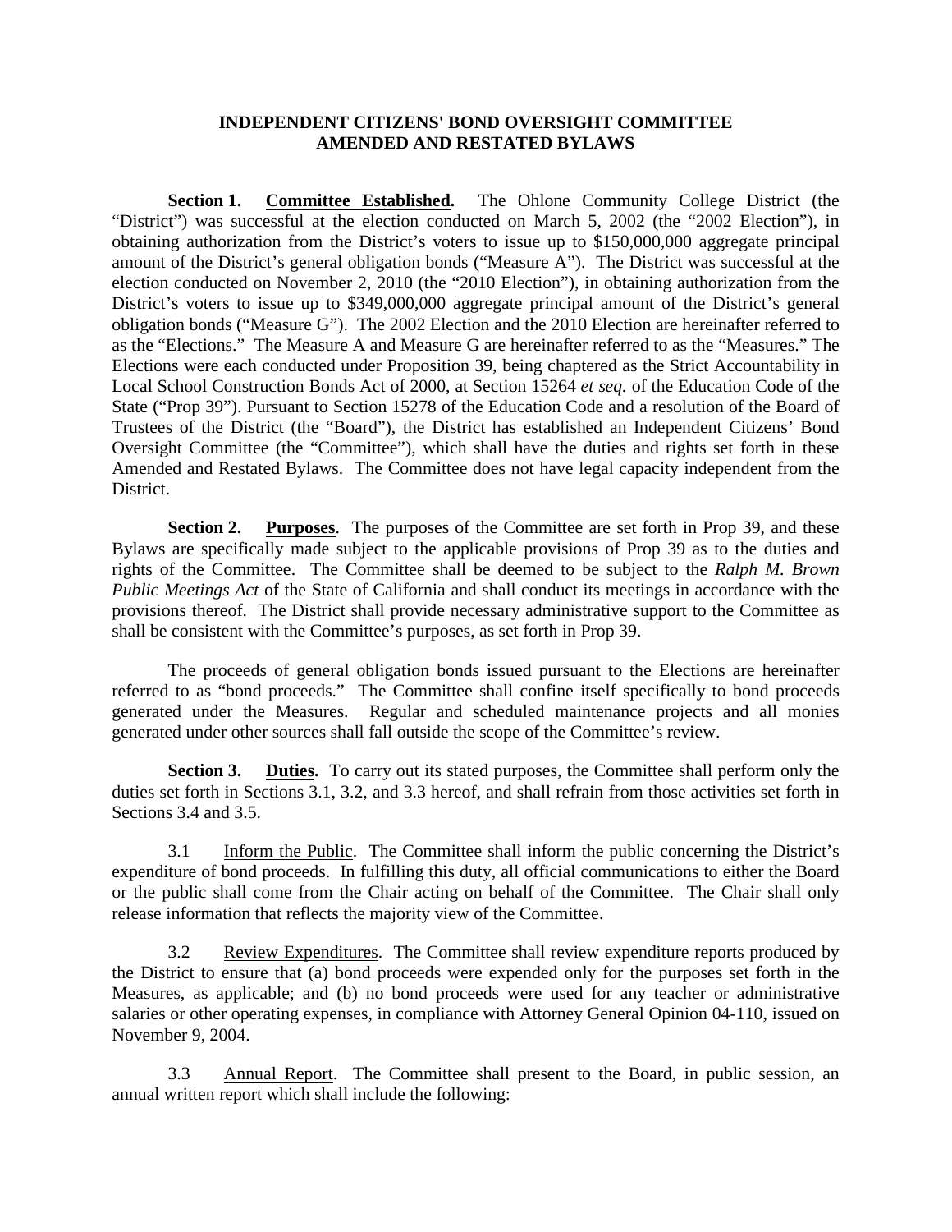# INDEPENDENT CITIZENS' BOND OVERSIGHT COMMITTEE
# AMENDED AND RESTATED BYLAWS

**Section 1. <u>Committee Established</u>.** The Ohlone Community College District (the "District") was successful at the election conducted on March 5, 2002 (the "2002 Election"), in obtaining authorization from the District's voters to issue up to $150,000,000 aggregate principal amount of the District's general obligation bonds ("Measure A"). The District was successful at the election conducted on November 2, 2010 (the "2010 Election"), in obtaining authorization from the District's voters to issue up to $349,000,000 aggregate principal amount of the District's general obligation bonds ("Measure G"). The 2002 Election and the 2010 Election are hereinafter referred to as the "Elections." The Measure A and Measure G are hereinafter referred to as the "Measures." The Elections were each conducted under Proposition 39, being chaptered as the Strict Accountability in Local School Construction Bonds Act of 2000, at Section 15264 *et seq.* of the Education Code of the State ("Prop 39"). Pursuant to Section 15278 of the Education Code and a resolution of the Board of Trustees of the District (the "Board"), the District has established an Independent Citizens' Bond Oversight Committee (the "Committee"), which shall have the duties and rights set forth in these Amended and Restated Bylaws. The Committee does not have legal capacity independent from the District.

**Section 2. <u>Purposes</u>**. The purposes of the Committee are set forth in Prop 39, and these Bylaws are specifically made subject to the applicable provisions of Prop 39 as to the duties and rights of the Committee. The Committee shall be deemed to be subject to the *Ralph M. Brown Public Meetings Act* of the State of California and shall conduct its meetings in accordance with the provisions thereof. The District shall provide necessary administrative support to the Committee as shall be consistent with the Committee's purposes, as set forth in Prop 39.

The proceeds of general obligation bonds issued pursuant to the Elections are hereinafter referred to as "bond proceeds." The Committee shall confine itself specifically to bond proceeds generated under the Measures. Regular and scheduled maintenance projects and all monies generated under other sources shall fall outside the scope of the Committee's review.

**Section 3. <u>Duties</u>.** To carry out its stated purposes, the Committee shall perform only the duties set forth in Sections 3.1, 3.2, and 3.3 hereof, and shall refrain from those activities set forth in Sections 3.4 and 3.5.

3.1 <u>Inform the Public</u>. The Committee shall inform the public concerning the District's expenditure of bond proceeds. In fulfilling this duty, all official communications to either the Board or the public shall come from the Chair acting on behalf of the Committee. The Chair shall only release information that reflects the majority view of the Committee.

3.2 <u>Review Expenditures</u>. The Committee shall review expenditure reports produced by the District to ensure that (a) bond proceeds were expended only for the purposes set forth in the Measures, as applicable; and (b) no bond proceeds were used for any teacher or administrative salaries or other operating expenses, in compliance with Attorney General Opinion 04-110, issued on November 9, 2004.

3.3 <u>Annual Report</u>. The Committee shall present to the Board, in public session, an annual written report which shall include the following: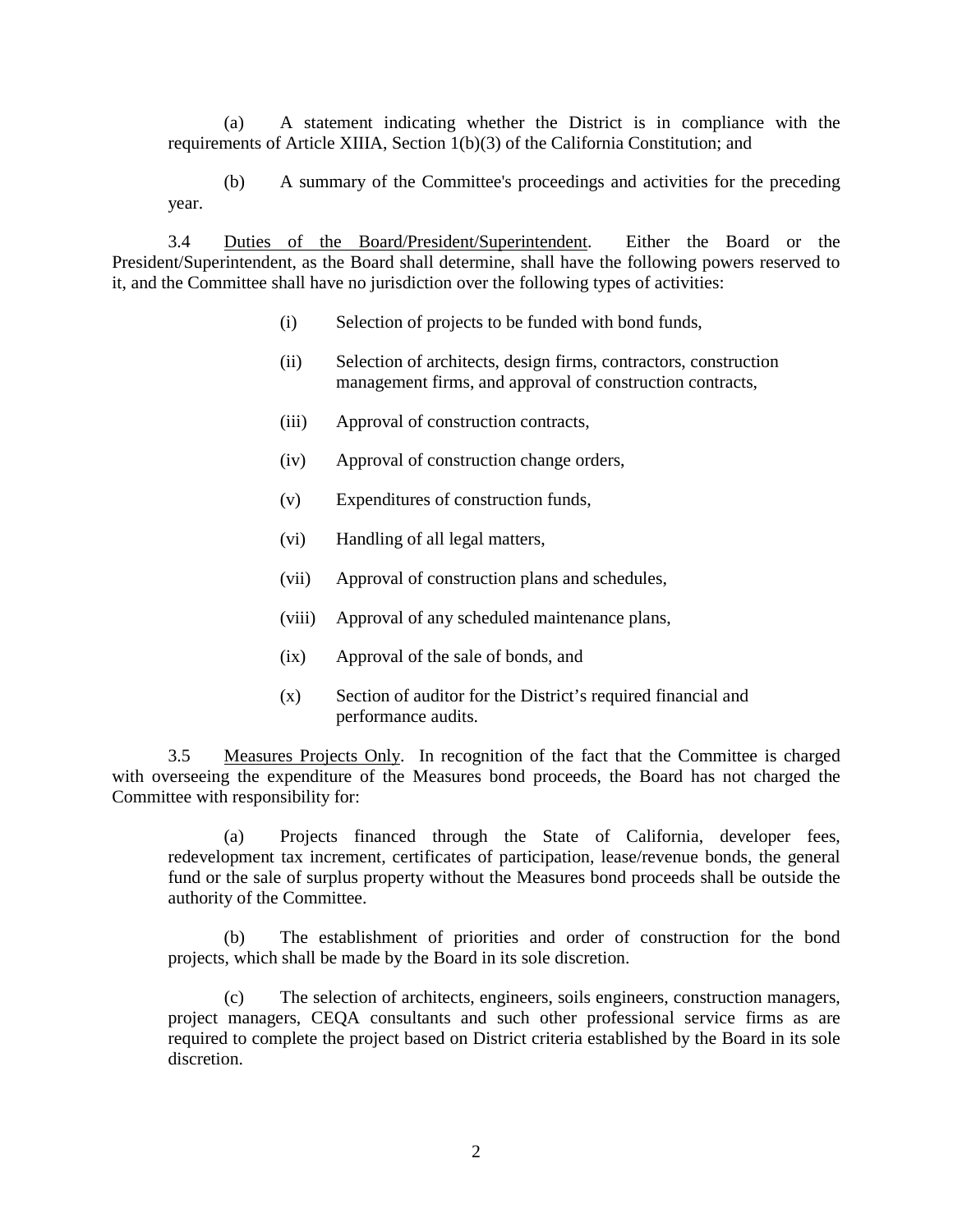(a) A statement indicating whether the District is in compliance with the requirements of Article XIIIA, Section 1(b)(3) of the California Constitution; and

(b) A summary of the Committee's proceedings and activities for the preceding year.

3.4 Duties of the Board/President/Superintendent. Either the Board or the President/Superintendent, as the Board shall determine, shall have the following powers reserved to it, and the Committee shall have no jurisdiction over the following types of activities:

(i) Selection of projects to be funded with bond funds,

(ii) Selection of architects, design firms, contractors, construction management firms, and approval of construction contracts,

(iii) Approval of construction contracts,

(iv) Approval of construction change orders,

(v) Expenditures of construction funds,

(vi) Handling of all legal matters,

(vii) Approval of construction plans and schedules,

(viii) Approval of any scheduled maintenance plans,

(ix) Approval of the sale of bonds, and

(x) Section of auditor for the District's required financial and performance audits.

3.5 Measures Projects Only. In recognition of the fact that the Committee is charged with overseeing the expenditure of the Measures bond proceeds, the Board has not charged the Committee with responsibility for:

(a) Projects financed through the State of California, developer fees, redevelopment tax increment, certificates of participation, lease/revenue bonds, the general fund or the sale of surplus property without the Measures bond proceeds shall be outside the authority of the Committee.

(b) The establishment of priorities and order of construction for the bond projects, which shall be made by the Board in its sole discretion.

(c) The selection of architects, engineers, soils engineers, construction managers, project managers, CEQA consultants and such other professional service firms as are required to complete the project based on District criteria established by the Board in its sole discretion.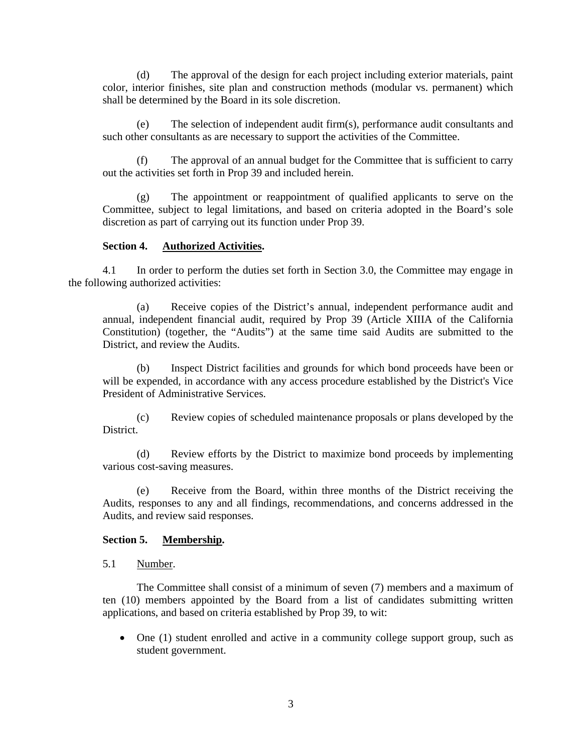(d) The approval of the design for each project including exterior materials, paint color, interior finishes, site plan and construction methods (modular vs. permanent) which shall be determined by the Board in its sole discretion.

(e) The selection of independent audit firm(s), performance audit consultants and such other consultants as are necessary to support the activities of the Committee.

(f) The approval of an annual budget for the Committee that is sufficient to carry out the activities set forth in Prop 39 and included herein.

(g) The appointment or reappointment of qualified applicants to serve on the Committee, subject to legal limitations, and based on criteria adopted in the Board's sole discretion as part of carrying out its function under Prop 39.

**Section 4. Authorized Activities.**

4.1 In order to perform the duties set forth in Section 3.0, the Committee may engage in the following authorized activities:

(a) Receive copies of the District's annual, independent performance audit and annual, independent financial audit, required by Prop 39 (Article XIIIA of the California Constitution) (together, the "Audits") at the same time said Audits are submitted to the District, and review the Audits.

(b) Inspect District facilities and grounds for which bond proceeds have been or will be expended, in accordance with any access procedure established by the District's Vice President of Administrative Services.

(c) Review copies of scheduled maintenance proposals or plans developed by the District.

(d) Review efforts by the District to maximize bond proceeds by implementing various cost-saving measures.

(e) Receive from the Board, within three months of the District receiving the Audits, responses to any and all findings, recommendations, and concerns addressed in the Audits, and review said responses.

**Section 5. Membership.**

5.1 Number.

The Committee shall consist of a minimum of seven (7) members and a maximum of ten (10) members appointed by the Board from a list of candidates submitting written applications, and based on criteria established by Prop 39, to wit:

- One (1) student enrolled and active in a community college support group, such as student government.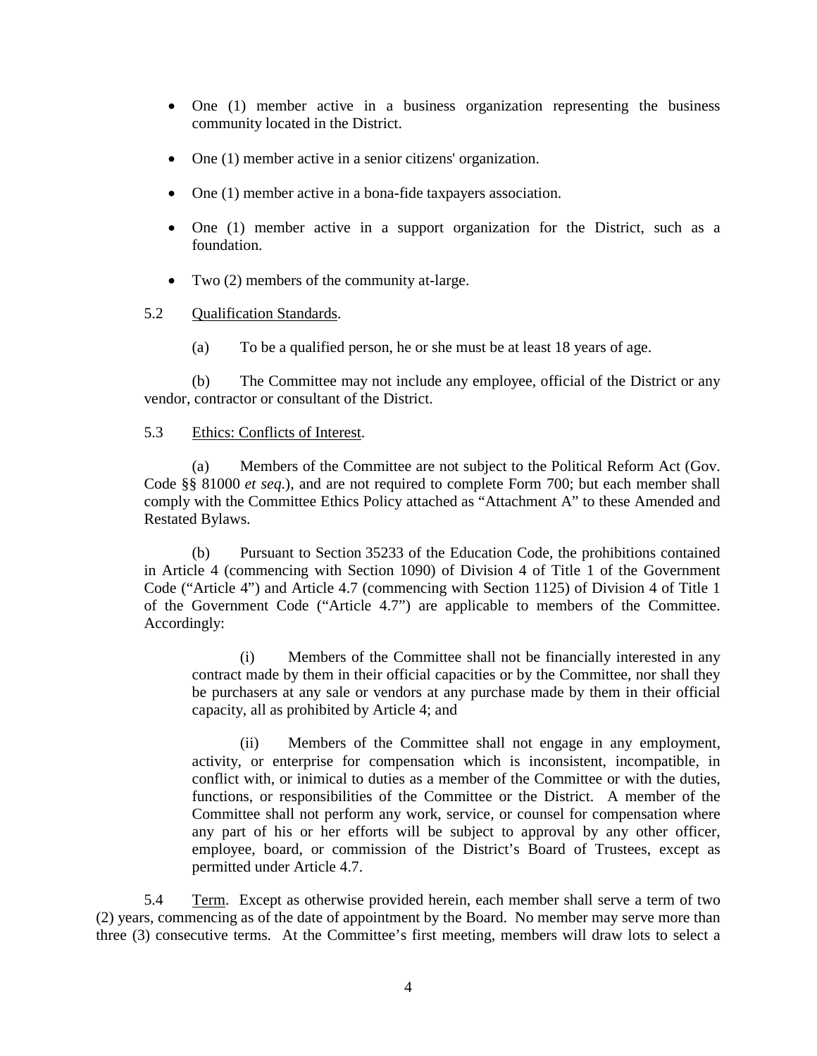- One (1) member active in a business organization representing the business community located in the District.
- One (1) member active in a senior citizens' organization.
- One (1) member active in a bona-fide taxpayers association.
- One (1) member active in a support organization for the District, such as a foundation.
- Two (2) members of the community at-large.

5.2 Qualification Standards.

(a) To be a qualified person, he or she must be at least 18 years of age.

(b) The Committee may not include any employee, official of the District or any vendor, contractor or consultant of the District.

5.3 Ethics: Conflicts of Interest.

(a) Members of the Committee are not subject to the Political Reform Act (Gov. Code §§ 81000 *et seq.*), and are not required to complete Form 700; but each member shall comply with the Committee Ethics Policy attached as "Attachment A" to these Amended and Restated Bylaws.

(b) Pursuant to Section 35233 of the Education Code, the prohibitions contained in Article 4 (commencing with Section 1090) of Division 4 of Title 1 of the Government Code ("Article 4") and Article 4.7 (commencing with Section 1125) of Division 4 of Title 1 of the Government Code ("Article 4.7") are applicable to members of the Committee. Accordingly:

(i) Members of the Committee shall not be financially interested in any contract made by them in their official capacities or by the Committee, nor shall they be purchasers at any sale or vendors at any purchase made by them in their official capacity, all as prohibited by Article 4; and

(ii) Members of the Committee shall not engage in any employment, activity, or enterprise for compensation which is inconsistent, incompatible, in conflict with, or inimical to duties as a member of the Committee or with the duties, functions, or responsibilities of the Committee or the District. A member of the Committee shall not perform any work, service, or counsel for compensation where any part of his or her efforts will be subject to approval by any other officer, employee, board, or commission of the District's Board of Trustees, except as permitted under Article 4.7.

5.4 Term. Except as otherwise provided herein, each member shall serve a term of two (2) years, commencing as of the date of appointment by the Board. No member may serve more than three (3) consecutive terms. At the Committee's first meeting, members will draw lots to select a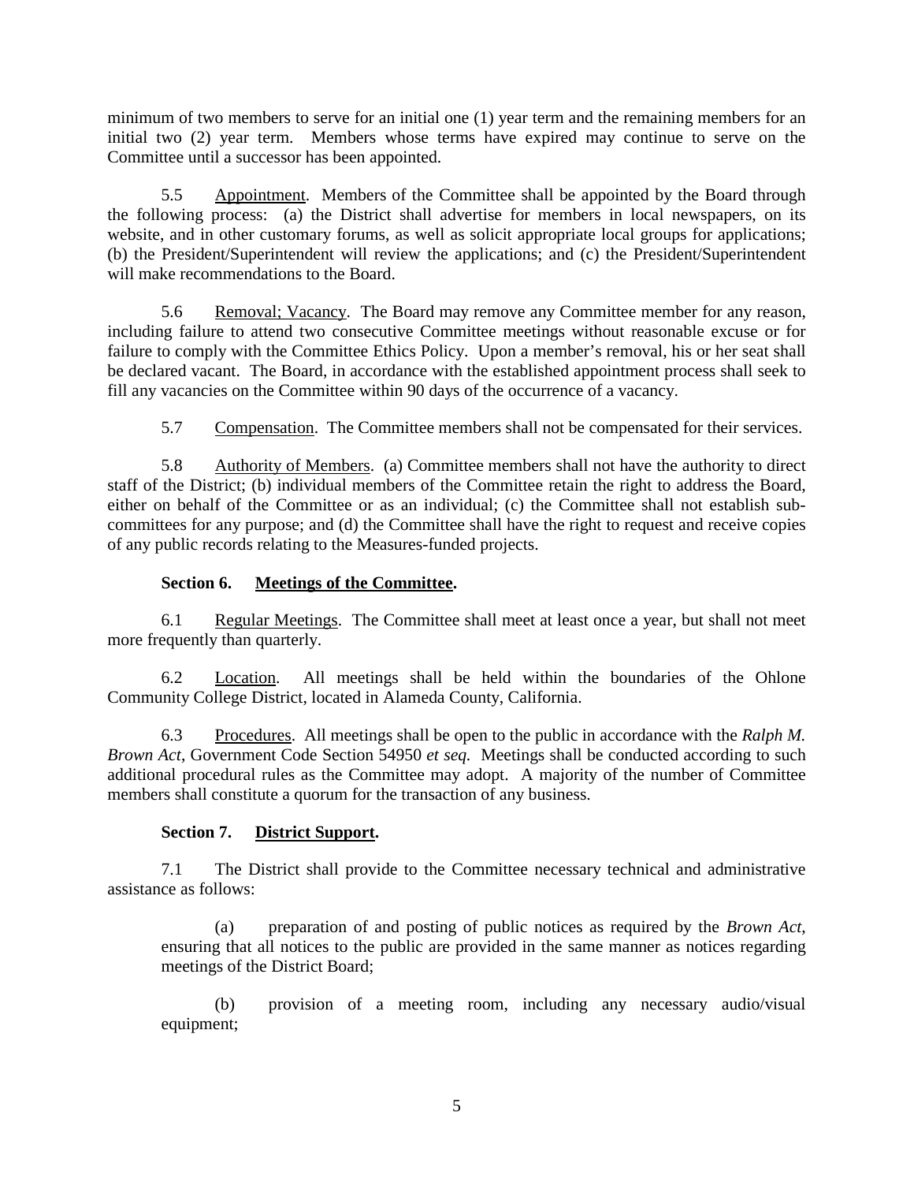minimum of two members to serve for an initial one (1) year term and the remaining members for an initial two (2) year term. Members whose terms have expired may continue to serve on the Committee until a successor has been appointed.

5.5 Appointment. Members of the Committee shall be appointed by the Board through the following process: (a) the District shall advertise for members in local newspapers, on its website, and in other customary forums, as well as solicit appropriate local groups for applications; (b) the President/Superintendent will review the applications; and (c) the President/Superintendent will make recommendations to the Board.

5.6 Removal; Vacancy. The Board may remove any Committee member for any reason, including failure to attend two consecutive Committee meetings without reasonable excuse or for failure to comply with the Committee Ethics Policy. Upon a member's removal, his or her seat shall be declared vacant. The Board, in accordance with the established appointment process shall seek to fill any vacancies on the Committee within 90 days of the occurrence of a vacancy.

5.7 Compensation. The Committee members shall not be compensated for their services.

5.8 Authority of Members. (a) Committee members shall not have the authority to direct staff of the District; (b) individual members of the Committee retain the right to address the Board, either on behalf of the Committee or as an individual; (c) the Committee shall not establish sub-committees for any purpose; and (d) the Committee shall have the right to request and receive copies of any public records relating to the Measures-funded projects.

**Section 6. Meetings of the Committee.**

6.1 Regular Meetings. The Committee shall meet at least once a year, but shall not meet more frequently than quarterly.

6.2 Location. All meetings shall be held within the boundaries of the Ohlone Community College District, located in Alameda County, California.

6.3 Procedures. All meetings shall be open to the public in accordance with the *Ralph M. Brown Act*, Government Code Section 54950 *et seq.* Meetings shall be conducted according to such additional procedural rules as the Committee may adopt. A majority of the number of Committee members shall constitute a quorum for the transaction of any business.

**Section 7. District Support.**

7.1 The District shall provide to the Committee necessary technical and administrative assistance as follows:

(a) preparation of and posting of public notices as required by the *Brown Act*, ensuring that all notices to the public are provided in the same manner as notices regarding meetings of the District Board;

(b) provision of a meeting room, including any necessary audio/visual equipment;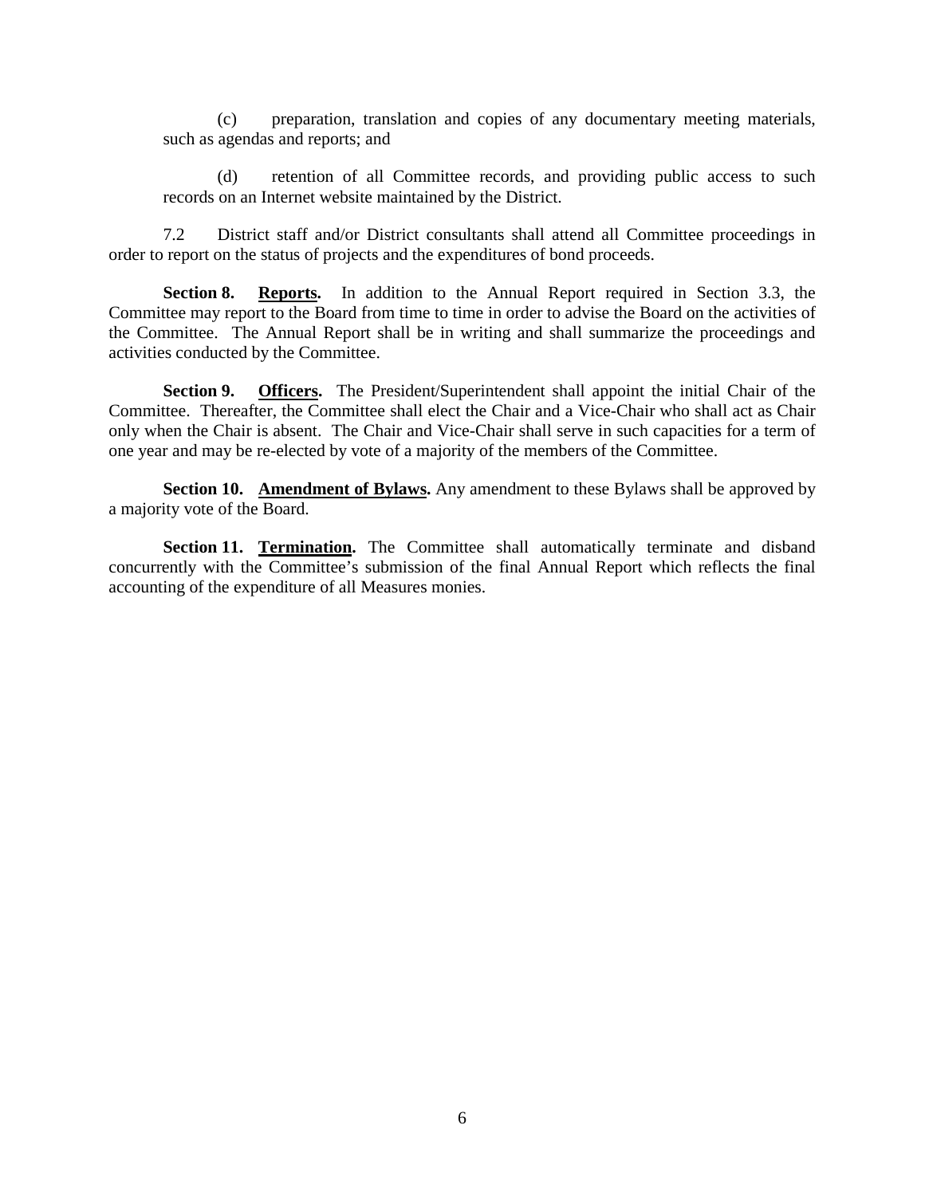(c) preparation, translation and copies of any documentary meeting materials, such as agendas and reports; and

(d) retention of all Committee records, and providing public access to such records on an Internet website maintained by the District.

7.2 District staff and/or District consultants shall attend all Committee proceedings in order to report on the status of projects and the expenditures of bond proceeds.

**Section 8. Reports.** In addition to the Annual Report required in Section 3.3, the Committee may report to the Board from time to time in order to advise the Board on the activities of the Committee. The Annual Report shall be in writing and shall summarize the proceedings and activities conducted by the Committee.

**Section 9. Officers.** The President/Superintendent shall appoint the initial Chair of the Committee. Thereafter, the Committee shall elect the Chair and a Vice-Chair who shall act as Chair only when the Chair is absent. The Chair and Vice-Chair shall serve in such capacities for a term of one year and may be re-elected by vote of a majority of the members of the Committee.

**Section 10. Amendment of Bylaws.** Any amendment to these Bylaws shall be approved by a majority vote of the Board.

**Section 11. Termination.** The Committee shall automatically terminate and disband concurrently with the Committee's submission of the final Annual Report which reflects the final accounting of the expenditure of all Measures monies.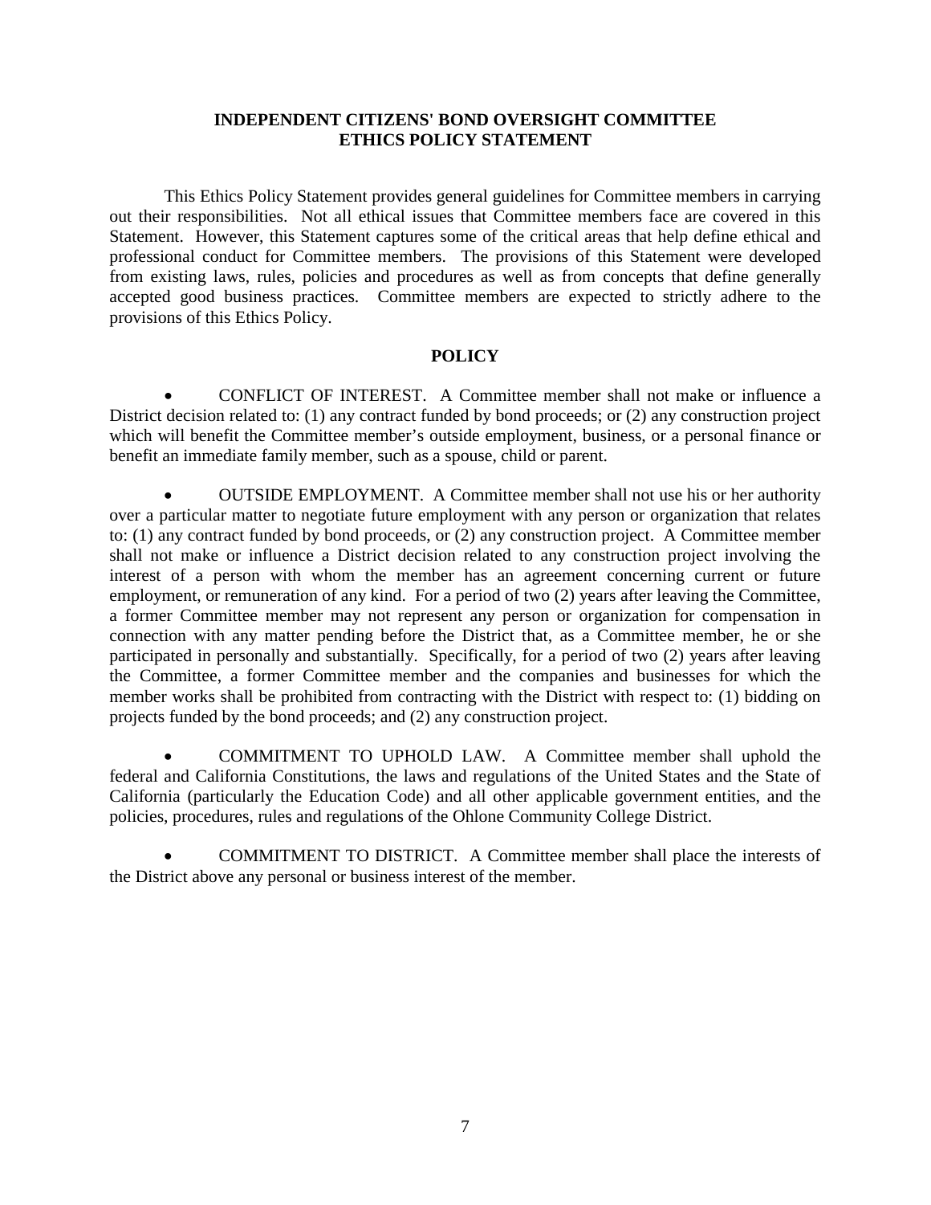# INDEPENDENT CITIZENS' BOND OVERSIGHT COMMITTEE
# ETHICS POLICY STATEMENT

This Ethics Policy Statement provides general guidelines for Committee members in carrying out their responsibilities. Not all ethical issues that Committee members face are covered in this Statement. However, this Statement captures some of the critical areas that help define ethical and professional conduct for Committee members. The provisions of this Statement were developed from existing laws, rules, policies and procedures as well as from concepts that define generally accepted good business practices. Committee members are expected to strictly adhere to the provisions of this Ethics Policy.

## POLICY

- CONFLICT OF INTEREST. A Committee member shall not make or influence a District decision related to: (1) any contract funded by bond proceeds; or (2) any construction project which will benefit the Committee member's outside employment, business, or a personal finance or benefit an immediate family member, such as a spouse, child or parent.

- OUTSIDE EMPLOYMENT. A Committee member shall not use his or her authority over a particular matter to negotiate future employment with any person or organization that relates to: (1) any contract funded by bond proceeds, or (2) any construction project. A Committee member shall not make or influence a District decision related to any construction project involving the interest of a person with whom the member has an agreement concerning current or future employment, or remuneration of any kind. For a period of two (2) years after leaving the Committee, a former Committee member may not represent any person or organization for compensation in connection with any matter pending before the District that, as a Committee member, he or she participated in personally and substantially. Specifically, for a period of two (2) years after leaving the Committee, a former Committee member and the companies and businesses for which the member works shall be prohibited from contracting with the District with respect to: (1) bidding on projects funded by the bond proceeds; and (2) any construction project.

- COMMITMENT TO UPHOLD LAW. A Committee member shall uphold the federal and California Constitutions, the laws and regulations of the United States and the State of California (particularly the Education Code) and all other applicable government entities, and the policies, procedures, rules and regulations of the Ohlone Community College District.

- COMMITMENT TO DISTRICT. A Committee member shall place the interests of the District above any personal or business interest of the member.